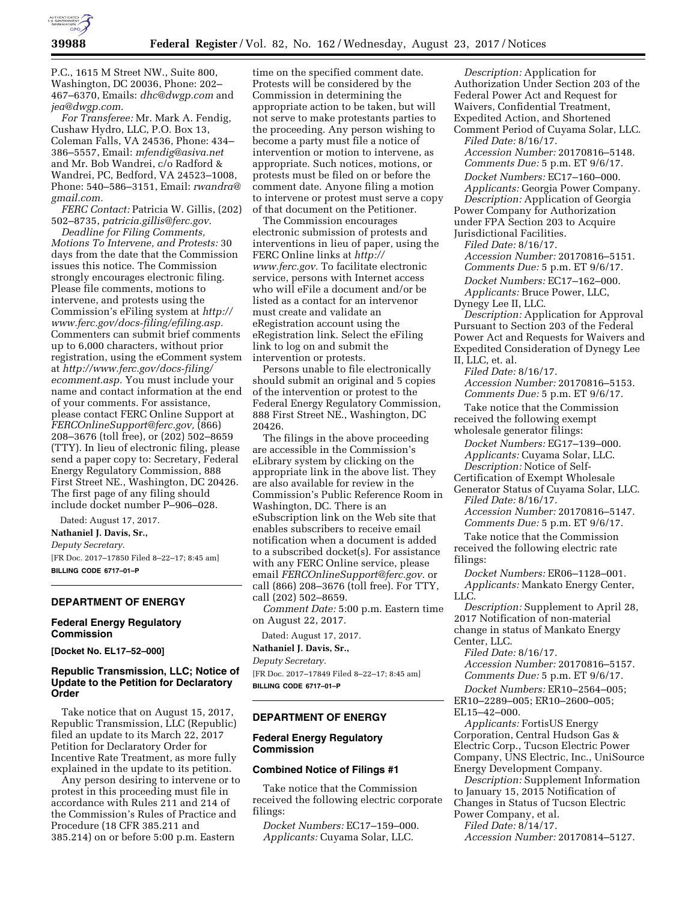P.C., 1615 M Street NW., Suite 800, Washington, DC 20036, Phone: 202–467–6370, Emails: *dhc@dwgp.com* and *jea@dwgp.com.*

*For Transferee:* Mr. Mark A. Fendig, Cushaw Hydro, LLC, P.O. Box 13, Coleman Falls, VA 24536, Phone: 434–386–5557, Email: *mfendig@asiva.net* and Mr. Bob Wandrei, c/o Radford & Wandrei, PC, Bedford, VA 24523–1008, Phone: 540–586–3151, Email: *rwandra@gmail.com.*

*FERC Contact:* Patricia W. Gillis, (202) 502–8735, *patricia.gillis@ferc.gov.*

*Deadline for Filing Comments, Motions To Intervene, and Protests:* 30 days from the date that the Commission issues this notice. The Commission strongly encourages electronic filing. Please file comments, motions to intervene, and protests using the Commission's eFiling system at *http://www.ferc.gov/docs-filing/efiling.asp.* Commenters can submit brief comments up to 6,000 characters, without prior registration, using the eComment system at *http://www.ferc.gov/docs-filing/ecomment.asp.* You must include your name and contact information at the end of your comments. For assistance, please contact FERC Online Support at *FERCOnlineSupport@ferc.gov,* (866) 208–3676 (toll free), or (202) 502–8659 (TTY). In lieu of electronic filing, please send a paper copy to: Secretary, Federal Energy Regulatory Commission, 888 First Street NE., Washington, DC 20426. The first page of any filing should include docket number P–906–028.

Dated: August 17, 2017.

**Nathaniel J. Davis, Sr.,**

*Deputy Secretary.*

[FR Doc. 2017–17850 Filed 8–22–17; 8:45 am]

**BILLING CODE 6717–01–P**

## DEPARTMENT OF ENERGY

### Federal Energy Regulatory Commission

**[Docket No. EL17–52–000]**

### Republic Transmission, LLC; Notice of Update to the Petition for Declaratory Order

Take notice that on August 15, 2017, Republic Transmission, LLC (Republic) filed an update to its March 22, 2017 Petition for Declaratory Order for Incentive Rate Treatment, as more fully explained in the update to its petition.

Any person desiring to intervene or to protest in this proceeding must file in accordance with Rules 211 and 214 of the Commission's Rules of Practice and Procedure (18 CFR 385.211 and 385.214) on or before 5:00 p.m. Eastern time on the specified comment date. Protests will be considered by the Commission in determining the appropriate action to be taken, but will not serve to make protestants parties to the proceeding. Any person wishing to become a party must file a notice of intervention or motion to intervene, as appropriate. Such notices, motions, or protests must be filed on or before the comment date. Anyone filing a motion to intervene or protest must serve a copy of that document on the Petitioner.

The Commission encourages electronic submission of protests and interventions in lieu of paper, using the FERC Online links at *http://www.ferc.gov.* To facilitate electronic service, persons with Internet access who will eFile a document and/or be listed as a contact for an intervenor must create and validate an eRegistration account using the eRegistration link. Select the eFiling link to log on and submit the intervention or protests.

Persons unable to file electronically should submit an original and 5 copies of the intervention or protest to the Federal Energy Regulatory Commission, 888 First Street NE., Washington, DC 20426.

The filings in the above proceeding are accessible in the Commission's eLibrary system by clicking on the appropriate link in the above list. They are also available for review in the Commission's Public Reference Room in Washington, DC. There is an eSubscription link on the Web site that enables subscribers to receive email notification when a document is added to a subscribed docket(s). For assistance with any FERC Online service, please email *FERCOnlineSupport@ferc.gov.* or call (866) 208–3676 (toll free). For TTY, call (202) 502–8659.

*Comment Date:* 5:00 p.m. Eastern time on August 22, 2017.

Dated: August 17, 2017.

**Nathaniel J. Davis, Sr.,**

*Deputy Secretary.*

[FR Doc. 2017–17849 Filed 8–22–17; 8:45 am]

**BILLING CODE 6717–01–P**

## DEPARTMENT OF ENERGY

### Federal Energy Regulatory Commission

### Combined Notice of Filings #1

Take notice that the Commission received the following electric corporate filings:

*Docket Numbers:* EC17–159–000.
*Applicants:* Cuyama Solar, LLC.
*Description:* Application for Authorization Under Section 203 of the Federal Power Act and Request for Waivers, Confidential Treatment, Expedited Action, and Shortened Comment Period of Cuyama Solar, LLC.
*Filed Date:* 8/16/17.
*Accession Number:* 20170816–5148.
*Comments Due:* 5 p.m. ET 9/6/17.

*Docket Numbers:* EC17–160–000.
*Applicants:* Georgia Power Company.
*Description:* Application of Georgia Power Company for Authorization under FPA Section 203 to Acquire Jurisdictional Facilities.
*Filed Date:* 8/16/17.
*Accession Number:* 20170816–5151.
*Comments Due:* 5 p.m. ET 9/6/17.

*Docket Numbers:* EC17–162–000.
*Applicants:* Bruce Power, LLC, Dynegy Lee II, LLC.
*Description:* Application for Approval Pursuant to Section 203 of the Federal Power Act and Requests for Waivers and Expedited Consideration of Dynegy Lee II, LLC, et. al.
*Filed Date:* 8/16/17.
*Accession Number:* 20170816–5153.
*Comments Due:* 5 p.m. ET 9/6/17.

Take notice that the Commission received the following exempt wholesale generator filings:

*Docket Numbers:* EG17–139–000.
*Applicants:* Cuyama Solar, LLC.
*Description:* Notice of Self-Certification of Exempt Wholesale Generator Status of Cuyama Solar, LLC.
*Filed Date:* 8/16/17.
*Accession Number:* 20170816–5147.
*Comments Due:* 5 p.m. ET 9/6/17.

Take notice that the Commission received the following electric rate filings:

*Docket Numbers:* ER06–1128–001.
*Applicants:* Mankato Energy Center, LLC.
*Description:* Supplement to April 28, 2017 Notification of non-material change in status of Mankato Energy Center, LLC.
*Filed Date:* 8/16/17.
*Accession Number:* 20170816–5157.
*Comments Due:* 5 p.m. ET 9/6/17.

*Docket Numbers:* ER10–2564–005; ER10–2289–005; ER10–2600–005; EL15–42–000.
*Applicants:* FortisUS Energy Corporation, Central Hudson Gas & Electric Corp., Tucson Electric Power Company, UNS Electric, Inc., UniSource Energy Development Company.
*Description:* Supplement Information to January 15, 2015 Notification of Changes in Status of Tucson Electric Power Company, et al.
*Filed Date:* 8/14/17.
*Accession Number:* 20170814–5127.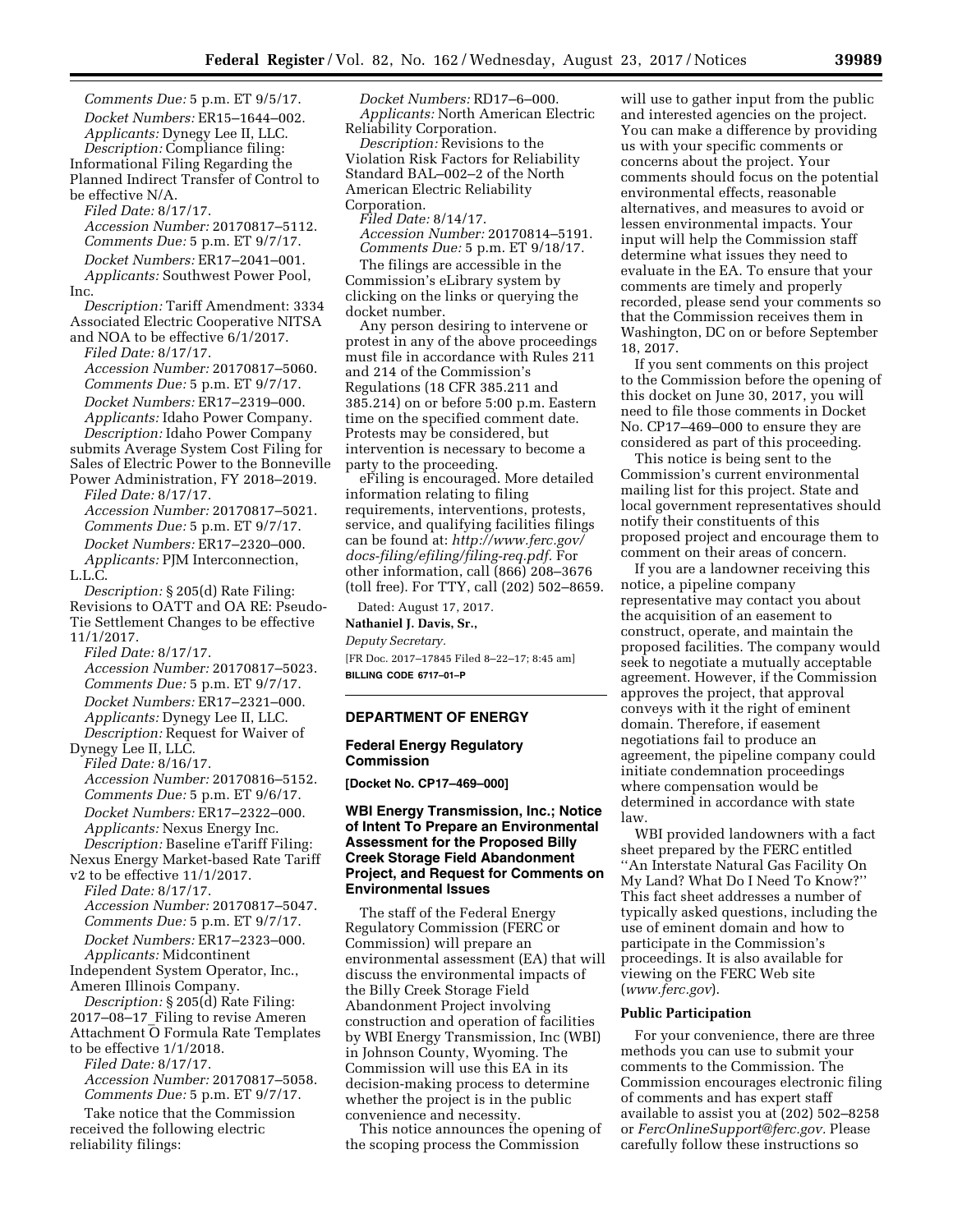*Comments Due:* 5 p.m. ET 9/5/17.

*Docket Numbers:* ER15–1644–002.

*Applicants:* Dynegy Lee II, LLC.

*Description:* Compliance filing: Informational Filing Regarding the Planned Indirect Transfer of Control to be effective N/A.

*Filed Date:* 8/17/17.

*Accession Number:* 20170817–5112.

*Comments Due:* 5 p.m. ET 9/7/17.

*Docket Numbers:* ER17–2041–001.

*Applicants:* Southwest Power Pool, Inc.

*Description:* Tariff Amendment: 3334 Associated Electric Cooperative NITSA and NOA to be effective 6/1/2017.

*Filed Date:* 8/17/17.

*Accession Number:* 20170817–5060.

*Comments Due:* 5 p.m. ET 9/7/17.

*Docket Numbers:* ER17–2319–000.

*Applicants:* Idaho Power Company.

*Description:* Idaho Power Company submits Average System Cost Filing for Sales of Electric Power to the Bonneville Power Administration, FY 2018–2019.

*Filed Date:* 8/17/17.

*Accession Number:* 20170817–5021.

*Comments Due:* 5 p.m. ET 9/7/17.

*Docket Numbers:* ER17–2320–000.

*Applicants:* PJM Interconnection, L.L.C.

*Description:* § 205(d) Rate Filing: Revisions to OATT and OA RE: Pseudo-Tie Settlement Changes to be effective 11/1/2017.

*Filed Date:* 8/17/17.

*Accession Number:* 20170817–5023.

*Comments Due:* 5 p.m. ET 9/7/17.

*Docket Numbers:* ER17–2321–000.

*Applicants:* Dynegy Lee II, LLC.

*Description:* Request for Waiver of Dynegy Lee II, LLC.

*Filed Date:* 8/16/17.

*Accession Number:* 20170816–5152.

*Comments Due:* 5 p.m. ET 9/6/17.

*Docket Numbers:* ER17–2322–000.

*Applicants:* Nexus Energy Inc.

*Description:* Baseline eTariff Filing: Nexus Energy Market-based Rate Tariff v2 to be effective 11/1/2017.

*Filed Date:* 8/17/17.

*Accession Number:* 20170817–5047.

*Comments Due:* 5 p.m. ET 9/7/17.

*Docket Numbers:* ER17–2323–000.

*Applicants:* Midcontinent Independent System Operator, Inc., Ameren Illinois Company.

*Description:* § 205(d) Rate Filing: 2017–08–17_Filing to revise Ameren Attachment O Formula Rate Templates to be effective 1/1/2018.

*Filed Date:* 8/17/17.

*Accession Number:* 20170817–5058.

*Comments Due:* 5 p.m. ET 9/7/17.

Take notice that the Commission received the following electric reliability filings:

*Docket Numbers:* RD17–6–000.

*Applicants:* North American Electric Reliability Corporation.

*Description:* Revisions to the Violation Risk Factors for Reliability Standard BAL–002–2 of the North American Electric Reliability Corporation.

*Filed Date:* 8/14/17.

*Accession Number:* 20170814–5191.

*Comments Due:* 5 p.m. ET 9/18/17.

The filings are accessible in the Commission's eLibrary system by clicking on the links or querying the docket number.

Any person desiring to intervene or protest in any of the above proceedings must file in accordance with Rules 211 and 214 of the Commission's Regulations (18 CFR 385.211 and 385.214) on or before 5:00 p.m. Eastern time on the specified comment date. Protests may be considered, but intervention is necessary to become a party to the proceeding.

eFiling is encouraged. More detailed information relating to filing requirements, interventions, protests, service, and qualifying facilities filings can be found at: *http://www.ferc.gov/docs-filing/efiling/filing-req.pdf.* For other information, call (866) 208–3676 (toll free). For TTY, call (202) 502–8659.

Dated: August 17, 2017.

**Nathaniel J. Davis, Sr.,**

*Deputy Secretary.*

[FR Doc. 2017–17845 Filed 8–22–17; 8:45 am]

**BILLING CODE 6717–01–P**

## DEPARTMENT OF ENERGY

### Federal Energy Regulatory Commission

**[Docket No. CP17–469–000]**

### WBI Energy Transmission, Inc.; Notice of Intent To Prepare an Environmental Assessment for the Proposed Billy Creek Storage Field Abandonment Project, and Request for Comments on Environmental Issues

The staff of the Federal Energy Regulatory Commission (FERC or Commission) will prepare an environmental assessment (EA) that will discuss the environmental impacts of the Billy Creek Storage Field Abandonment Project involving construction and operation of facilities by WBI Energy Transmission, Inc (WBI) in Johnson County, Wyoming. The Commission will use this EA in its decision-making process to determine whether the project is in the public convenience and necessity.

This notice announces the opening of the scoping process the Commission will use to gather input from the public and interested agencies on the project. You can make a difference by providing us with your specific comments or concerns about the project. Your comments should focus on the potential environmental effects, reasonable alternatives, and measures to avoid or lessen environmental impacts. Your input will help the Commission staff determine what issues they need to evaluate in the EA. To ensure that your comments are timely and properly recorded, please send your comments so that the Commission receives them in Washington, DC on or before September 18, 2017.

If you sent comments on this project to the Commission before the opening of this docket on June 30, 2017, you will need to file those comments in Docket No. CP17–469–000 to ensure they are considered as part of this proceeding.

This notice is being sent to the Commission's current environmental mailing list for this project. State and local government representatives should notify their constituents of this proposed project and encourage them to comment on their areas of concern.

If you are a landowner receiving this notice, a pipeline company representative may contact you about the acquisition of an easement to construct, operate, and maintain the proposed facilities. The company would seek to negotiate a mutually acceptable agreement. However, if the Commission approves the project, that approval conveys with it the right of eminent domain. Therefore, if easement negotiations fail to produce an agreement, the pipeline company could initiate condemnation proceedings where compensation would be determined in accordance with state law.

WBI provided landowners with a fact sheet prepared by the FERC entitled ''An Interstate Natural Gas Facility On My Land? What Do I Need To Know?'' This fact sheet addresses a number of typically asked questions, including the use of eminent domain and how to participate in the Commission's proceedings. It is also available for viewing on the FERC Web site (*www.ferc.gov*).

#### Public Participation

For your convenience, there are three methods you can use to submit your comments to the Commission. The Commission encourages electronic filing of comments and has expert staff available to assist you at (202) 502–8258 or *FercOnlineSupport@ferc.gov.* Please carefully follow these instructions so